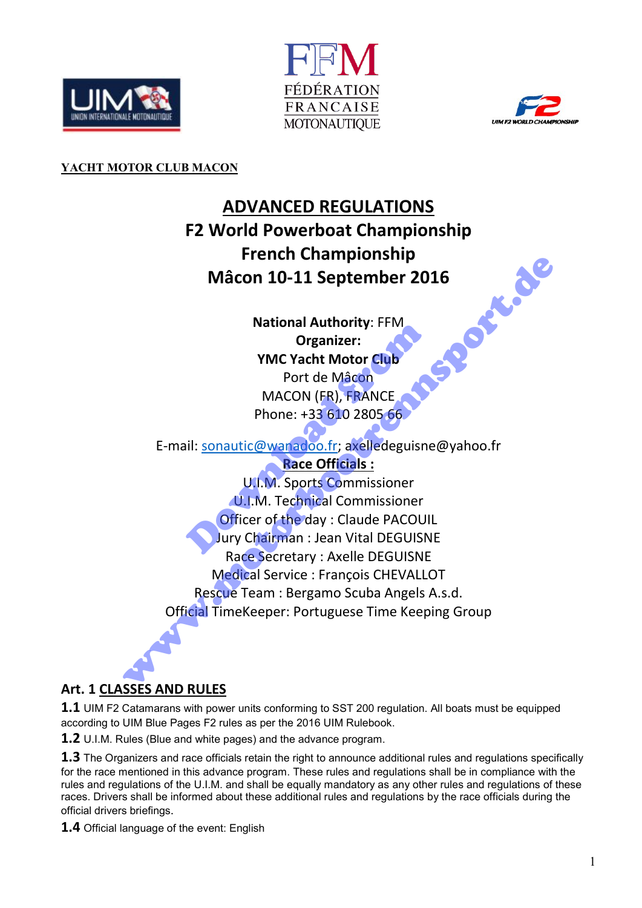**YACHT MOTOR CLUB MACON**

# ADVANCED REGULATIONS
## F2 World Powerboat Championship
## French Championship
## Mâcon 10-11 September 2016

**National Authority**: FFM
**Organizer:**
**YMC Yacht Motor Club**
Port de Mâcon
MACON (FR), FRANCE
Phone: +33 610 2805 66

E-mail: sonautic@wanadoo.fr; axelledeguisne@yahoo.fr

**Race Officials :**
U.I.M. Sports Commissioner
U.I.M. Technical Commissioner
Officer of the day : Claude PACOUIL
Jury Chairman : Jean Vital DEGUISNE
Race Secretary : Axelle DEGUISNE
Medical Service : François CHEVALLOT
Rescue Team : Bergamo Scuba Angels A.s.d.
Official TimeKeeper: Portuguese Time Keeping Group

## Art. 1 CLASSES AND RULES

**1.1** UIM F2 Catamarans with power units conforming to SST 200 regulation. All boats must be equipped according to UIM Blue Pages F2 rules as per the 2016 UIM Rulebook.

**1.2** U.I.M. Rules (Blue and white pages) and the advance program.

**1.3** The Organizers and race officials retain the right to announce additional rules and regulations specifically for the race mentioned in this advance program. These rules and regulations shall be in compliance with the rules and regulations of the U.I.M. and shall be equally mandatory as any other rules and regulations of these races. Drivers shall be informed about these additional rules and regulations by the race officials during the official drivers briefings.

**1.4** Official language of the event: English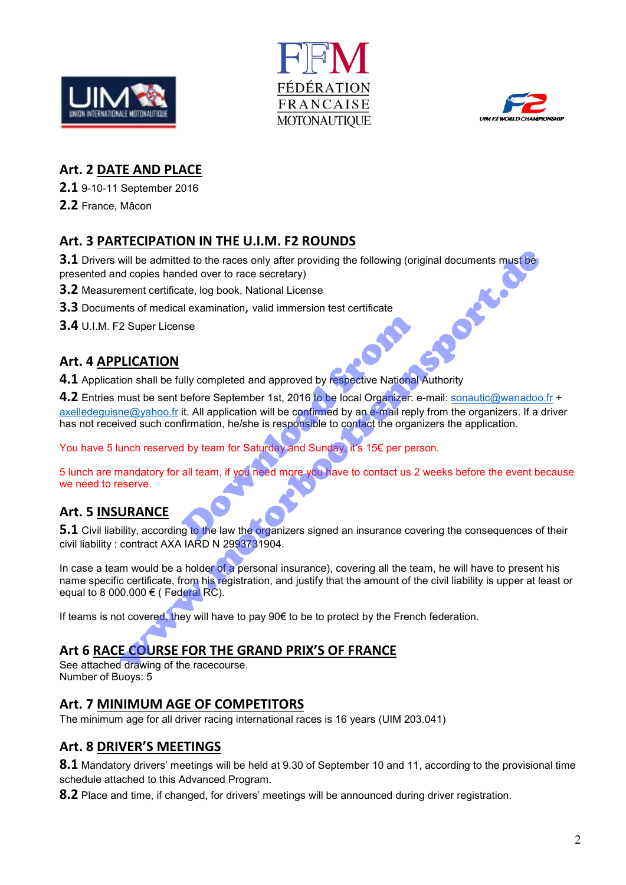## Art. 2 DATE AND PLACE

**2.1** 9-10-11 September 2016

**2.2** France, Mâcon

## Art. 3 PARTECIPATION IN THE U.I.M. F2 ROUNDS

**3.1** Drivers will be admitted to the races only after providing the following (original documents must be presented and copies handed over to race secretary)

**3.2** Measurement certificate, log book, National License

**3.3** Documents of medical examination, valid immersion test certificate

**3.4** U.I.M. F2 Super License

## Art. 4 APPLICATION

**4.1** Application shall be fully completed and approved by respective National Authority

**4.2** Entries must be sent before September 1st, 2016 to be local Organizer: e-mail: sonautic@wanadoo.fr + axelledeguisne@yahoo.fr it. All application will be confirmed by an e-mail reply from the organizers. If a driver has not received such confirmation, he/she is responsible to contact the organizers the application.

You have 5 lunch reserved by team for Saturday and Sunday, it's 15€ per person.

5 lunch are mandatory for all team, if you need more you have to contact us 2 weeks before the event because we need to reserve.

## Art. 5 INSURANCE

**5.1** Civil liability, according to the law the organizers signed an insurance covering the consequences of their civil liability : contract AXA IARD N 2993731904.

In case a team would be a holder of a personal insurance), covering all the team, he will have to present his name specific certificate, from his registration, and justify that the amount of the civil liability is upper at least or equal to 8 000.000 € ( Federal RC).

If teams is not covered, they will have to pay 90€ to be to protect by the French federation.

## Art 6 RACE COURSE FOR THE GRAND PRIX'S OF FRANCE

See attached drawing of the racecourse.
Number of Buoys: 5

## Art. 7 MINIMUM AGE OF COMPETITORS

The minimum age for all driver racing international races is 16 years (UIM 203.041)

## Art. 8 DRIVER'S MEETINGS

**8.1** Mandatory drivers' meetings will be held at 9.30 of September 10 and 11, according to the provisional time schedule attached to this Advanced Program.

**8.2** Place and time, if changed, for drivers' meetings will be announced during driver registration.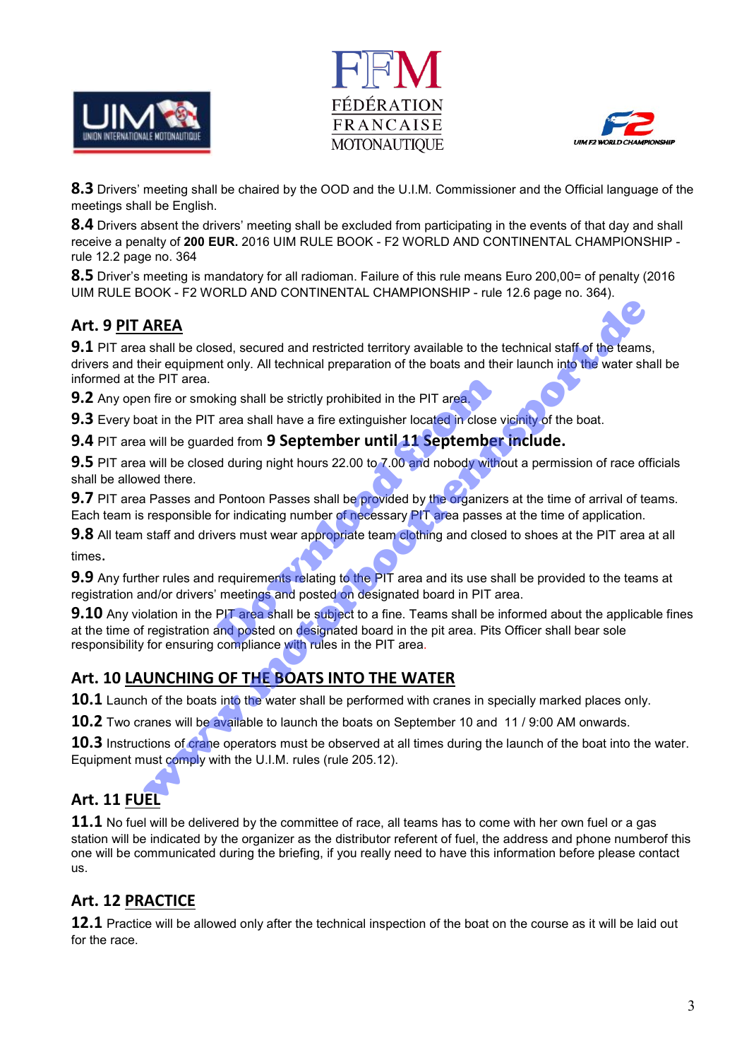**8.3** Drivers' meeting shall be chaired by the OOD and the U.I.M. Commissioner and the Official language of the meetings shall be English.

**8.4** Drivers absent the drivers' meeting shall be excluded from participating in the events of that day and shall receive a penalty of **200 EUR.** 2016 UIM RULE BOOK - F2 WORLD AND CONTINENTAL CHAMPIONSHIP - rule 12.2 page no. 364

**8.5** Driver's meeting is mandatory for all radioman. Failure of this rule means Euro 200,00= of penalty (2016 UIM RULE BOOK - F2 WORLD AND CONTINENTAL CHAMPIONSHIP - rule 12.6 page no. 364).

## Art. 9 PIT AREA

**9.1** PIT area shall be closed, secured and restricted territory available to the technical staff of the teams, drivers and their equipment only. All technical preparation of the boats and their launch into the water shall be informed at the PIT area.

**9.2** Any open fire or smoking shall be strictly prohibited in the PIT area.

**9.3** Every boat in the PIT area shall have a fire extinguisher located in close vicinity of the boat.

**9.4** PIT area will be guarded from **9 September until 11 September include.**

**9.5** PIT area will be closed during night hours 22.00 to 7.00 and nobody without a permission of race officials shall be allowed there.

**9.7** PIT area Passes and Pontoon Passes shall be provided by the organizers at the time of arrival of teams. Each team is responsible for indicating number of necessary PIT area passes at the time of application.

**9.8** All team staff and drivers must wear appropriate team clothing and closed to shoes at the PIT area at all times.

**9.9** Any further rules and requirements relating to the PIT area and its use shall be provided to the teams at registration and/or drivers' meetings and posted on designated board in PIT area.

**9.10** Any violation in the PIT area shall be subject to a fine. Teams shall be informed about the applicable fines at the time of registration and posted on designated board in the pit area. Pits Officer shall bear sole responsibility for ensuring compliance with rules in the PIT area.

## Art. 10 LAUNCHING OF THE BOATS INTO THE WATER

**10.1** Launch of the boats into the water shall be performed with cranes in specially marked places only.

**10.2** Two cranes will be available to launch the boats on September 10 and 11 / 9:00 AM onwards.

**10.3** Instructions of crane operators must be observed at all times during the launch of the boat into the water. Equipment must comply with the U.I.M. rules (rule 205.12).

## Art. 11 FUEL

**11.1** No fuel will be delivered by the committee of race, all teams has to come with her own fuel or a gas station will be indicated by the organizer as the distributor referent of fuel, the address and phone numberof this one will be communicated during the briefing, if you really need to have this information before please contact us.

## Art. 12 PRACTICE

**12.1** Practice will be allowed only after the technical inspection of the boat on the course as it will be laid out for the race.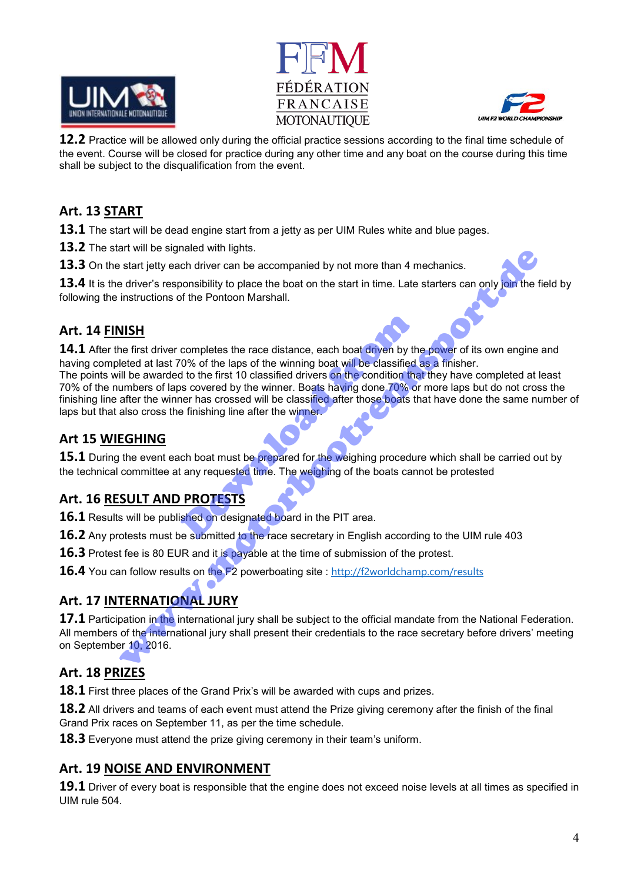**12.2** Practice will be allowed only during the official practice sessions according to the final time schedule of the event. Course will be closed for practice during any other time and any boat on the course during this time shall be subject to the disqualification from the event.

## Art. 13 START

**13.1** The start will be dead engine start from a jetty as per UIM Rules white and blue pages.

**13.2** The start will be signaled with lights.

**13.3** On the start jetty each driver can be accompanied by not more than 4 mechanics.

**13.4** It is the driver's responsibility to place the boat on the start in time. Late starters can only join the field by following the instructions of the Pontoon Marshall.

## Art. 14 FINISH

**14.1** After the first driver completes the race distance, each boat driven by the power of its own engine and having completed at last 70% of the laps of the winning boat will be classified as a finisher.
The points will be awarded to the first 10 classified drivers on the condition that they have completed at least 70% of the numbers of laps covered by the winner. Boats having done 70% or more laps but do not cross the finishing line after the winner has crossed will be classified after those boats that have done the same number of laps but that also cross the finishing line after the winner.

## Art 15 WIEGHING

**15.1** During the event each boat must be prepared for the weighing procedure which shall be carried out by the technical committee at any requested time. The weighing of the boats cannot be protested

## Art. 16 RESULT AND PROTESTS

**16.1** Results will be published on designated board in the PIT area.

**16.2** Any protests must be submitted to the race secretary in English according to the UIM rule 403

**16.3** Protest fee is 80 EUR and it is payable at the time of submission of the protest.

**16.4** You can follow results on the F2 powerboating site : http://f2worldchamp.com/results

## Art. 17 INTERNATIONAL JURY

**17.1** Participation in the international jury shall be subject to the official mandate from the National Federation. All members of the international jury shall present their credentials to the race secretary before drivers' meeting on September 10, 2016.

## Art. 18 PRIZES

**18.1** First three places of the Grand Prix's will be awarded with cups and prizes.

**18.2** All drivers and teams of each event must attend the Prize giving ceremony after the finish of the final Grand Prix races on September 11, as per the time schedule.

**18.3** Everyone must attend the prize giving ceremony in their team's uniform.

## Art. 19 NOISE AND ENVIRONMENT

**19.1** Driver of every boat is responsible that the engine does not exceed noise levels at all times as specified in UIM rule 504.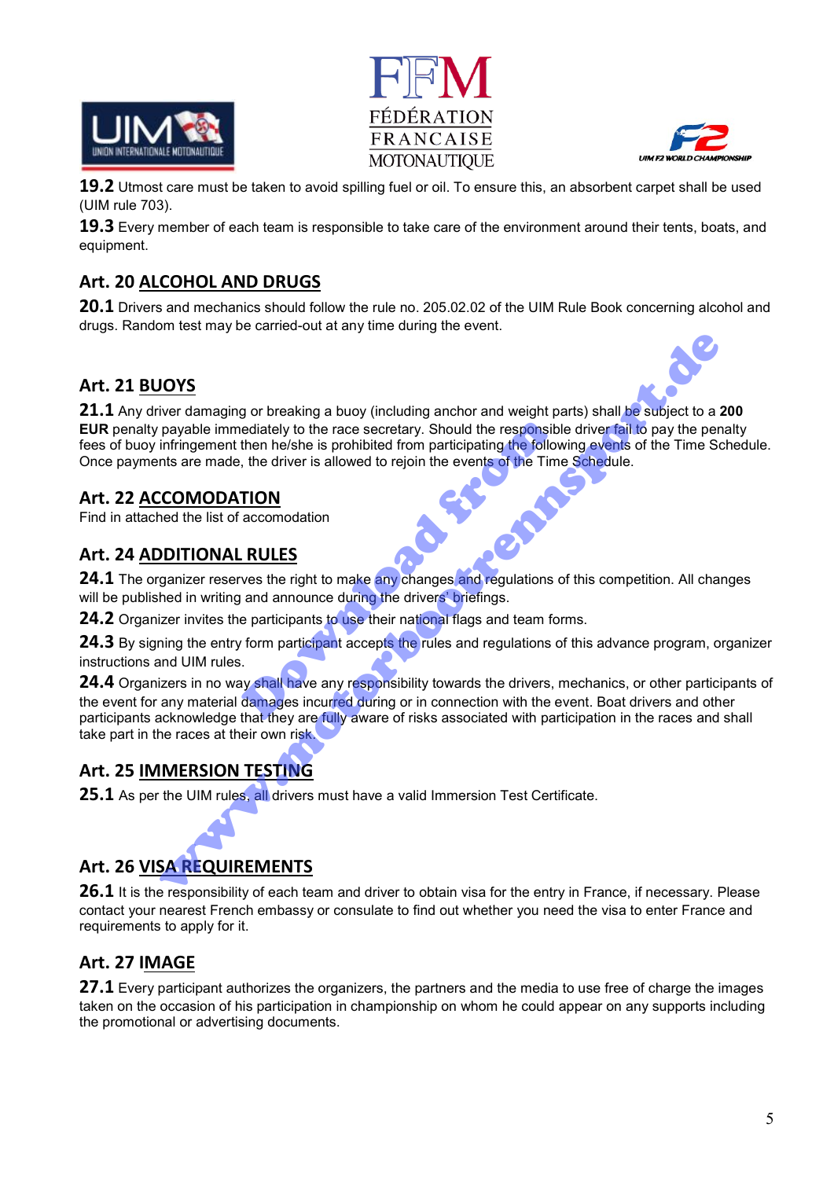**19.2** Utmost care must be taken to avoid spilling fuel or oil. To ensure this, an absorbent carpet shall be used (UIM rule 703).

**19.3** Every member of each team is responsible to take care of the environment around their tents, boats, and equipment.

## Art. 20 ALCOHOL AND DRUGS

**20.1** Drivers and mechanics should follow the rule no. 205.02.02 of the UIM Rule Book concerning alcohol and drugs. Random test may be carried-out at any time during the event.

## Art. 21 BUOYS

**21.1** Any driver damaging or breaking a buoy (including anchor and weight parts) shall be subject to a **200 EUR** penalty payable immediately to the race secretary. Should the responsible driver fail to pay the penalty fees of buoy infringement then he/she is prohibited from participating the following events of the Time Schedule. Once payments are made, the driver is allowed to rejoin the events of the Time Schedule.

## Art. 22 ACCOMODATION

Find in attached the list of accomodation

## Art. 24 ADDITIONAL RULES

**24.1** The organizer reserves the right to make any changes and regulations of this competition. All changes will be published in writing and announce during the drivers' briefings.

**24.2** Organizer invites the participants to use their national flags and team forms.

**24.3** By signing the entry form participant accepts the rules and regulations of this advance program, organizer instructions and UIM rules.

**24.4** Organizers in no way shall have any responsibility towards the drivers, mechanics, or other participants of the event for any material damages incurred during or in connection with the event. Boat drivers and other participants acknowledge that they are fully aware of risks associated with participation in the races and shall take part in the races at their own risk.

## Art. 25 IMMERSION TESTING

**25.1** As per the UIM rules, all drivers must have a valid Immersion Test Certificate.

## Art. 26 VISA REQUIREMENTS

**26.1** It is the responsibility of each team and driver to obtain visa for the entry in France, if necessary. Please contact your nearest French embassy or consulate to find out whether you need the visa to enter France and requirements to apply for it.

## Art. 27 IMAGE

**27.1** Every participant authorizes the organizers, the partners and the media to use free of charge the images taken on the occasion of his participation in championship on whom he could appear on any supports including the promotional or advertising documents.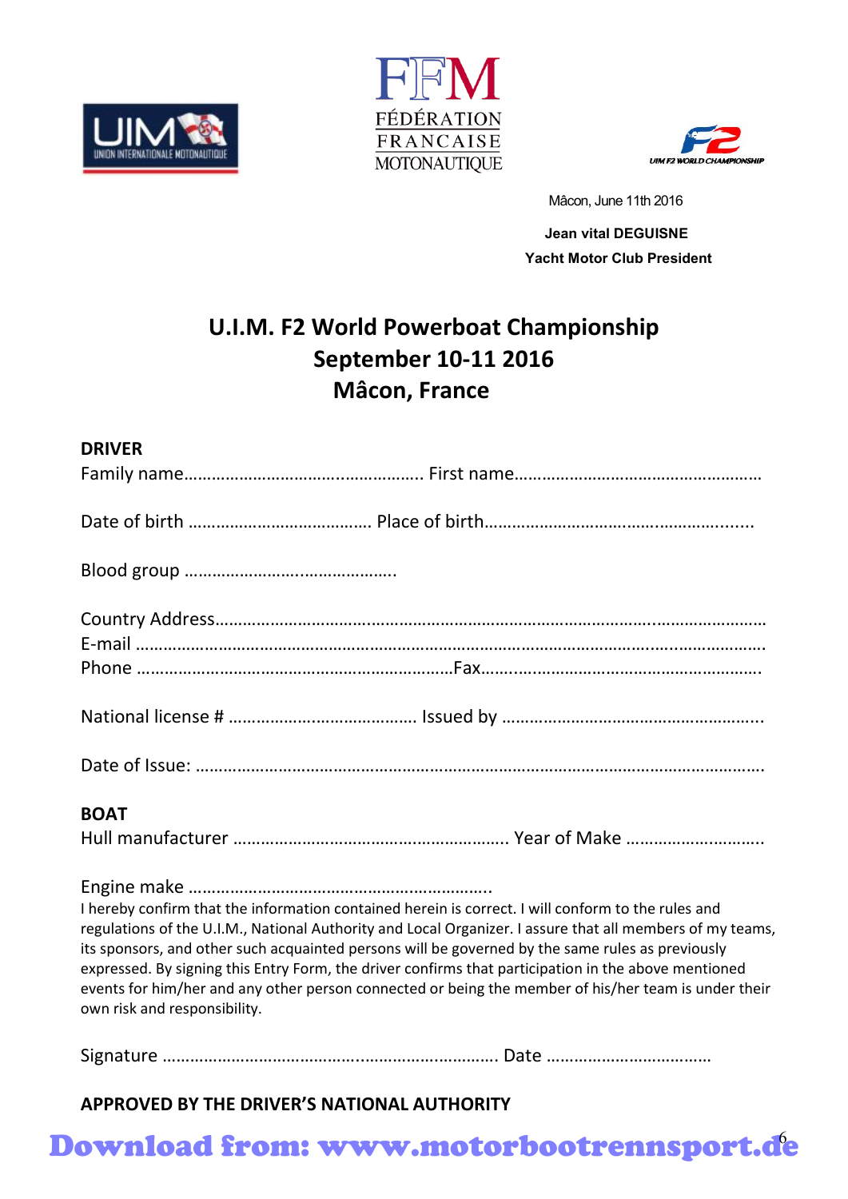UIM UNION INTERNATIONALE MOTONAUTIQUE

FFM FÉDÉRATION FRANCAISE MOTONAUTIQUE

F2 UIM F2 WORLD CHAMPIONSHIP

Mâcon, June 11th 2016

**Jean vital DEGUISNE**
**Yacht Motor Club President**

# U.I.M. F2 World Powerboat Championship
# September 10-11 2016
# Mâcon, France

**DRIVER**

Family name………………………………………………. First name………………………………………………

Date of birth ………………………………… Place of birth…………………………………………………...

Blood group ……………………………………….

Country Address……………………………………………………………………………………………………
E-mail ………………………………………………………………………………………………………………….
Phone ……………………………………………………………Fax…………………………………………………

National license # ………………………………… Issued by ………………………………………………..

Date of Issue: ………………………………………………………………………………………………………..

**BOAT**

Hull manufacturer ………………………………………………….. Year of Make ………………………..

Engine make ……………………………………………………….

I hereby confirm that the information contained herein is correct. I will conform to the rules and regulations of the U.I.M., National Authority and Local Organizer. I assure that all members of my teams, its sponsors, and other such acquainted persons will be governed by the same rules as previously expressed. By signing this Entry Form, the driver confirms that participation in the above mentioned events for him/her and any other person connected or being the member of his/her team is under their own risk and responsibility.

Signature ……………………………………………………………. Date ……………………………

**APPROVED BY THE DRIVER'S NATIONAL AUTHORITY**

Download from: www.motorbootrennsport.de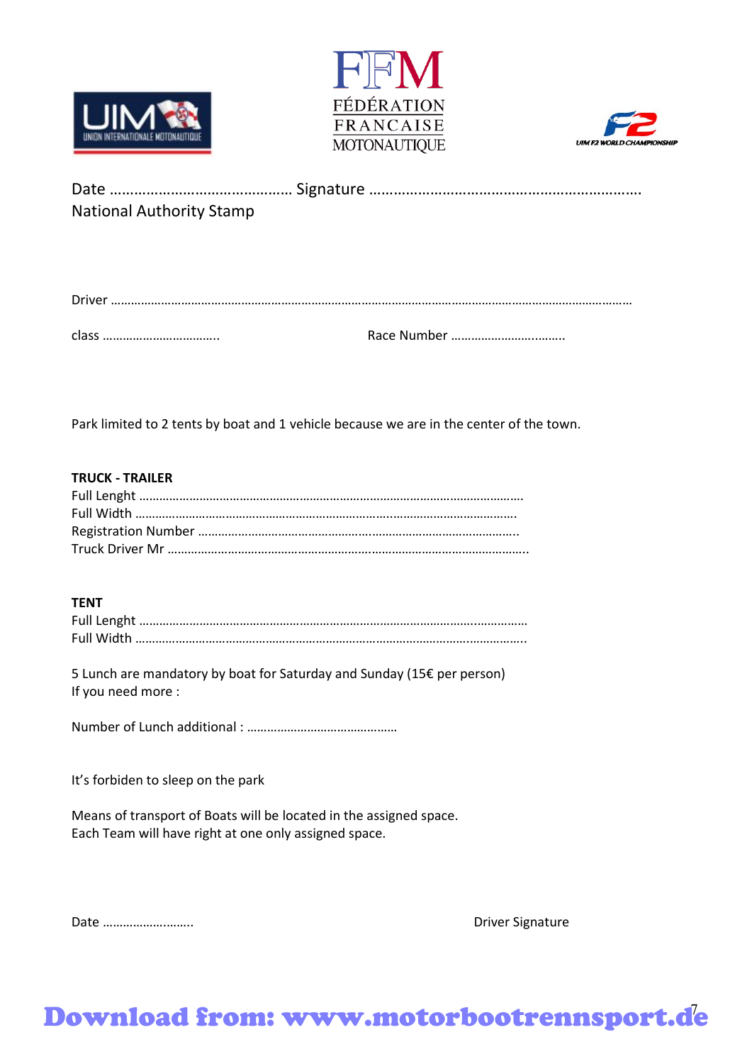FFM
FÉDÉRATION
FRANCAISE
MOTONAUTIQUE

Date ……………………………………… Signature …………………………………………………………
National Authority Stamp

Driver ………………………………………………………………………………………………………………………………………

class …………………………….. Race Number ……………………………..

Park limited to 2 tents by boat and 1 vehicle because we are in the center of the town.

**TRUCK - TRAILER**
Full Lenght ……………………………………………………………………………………………………
Full Width ……………………………………………………………………………………………………
Registration Number ……………………………………………………………………………………
Truck Driver Mr ……………………………………………………………………………………………

**TENT**
Full Lenght ……………………………………………………………………………………………………
Full Width ……………………………………………………………………………………………………

5 Lunch are mandatory by boat for Saturday and Sunday (15€ per person)
If you need more :

Number of Lunch additional : ………………………………………

It's forbiden to sleep on the park

Means of transport of Boats will be located in the assigned space.
Each Team will have right at one only assigned space.

Date ……………………… Driver Signature

Download from: www.motorbootrennsport.de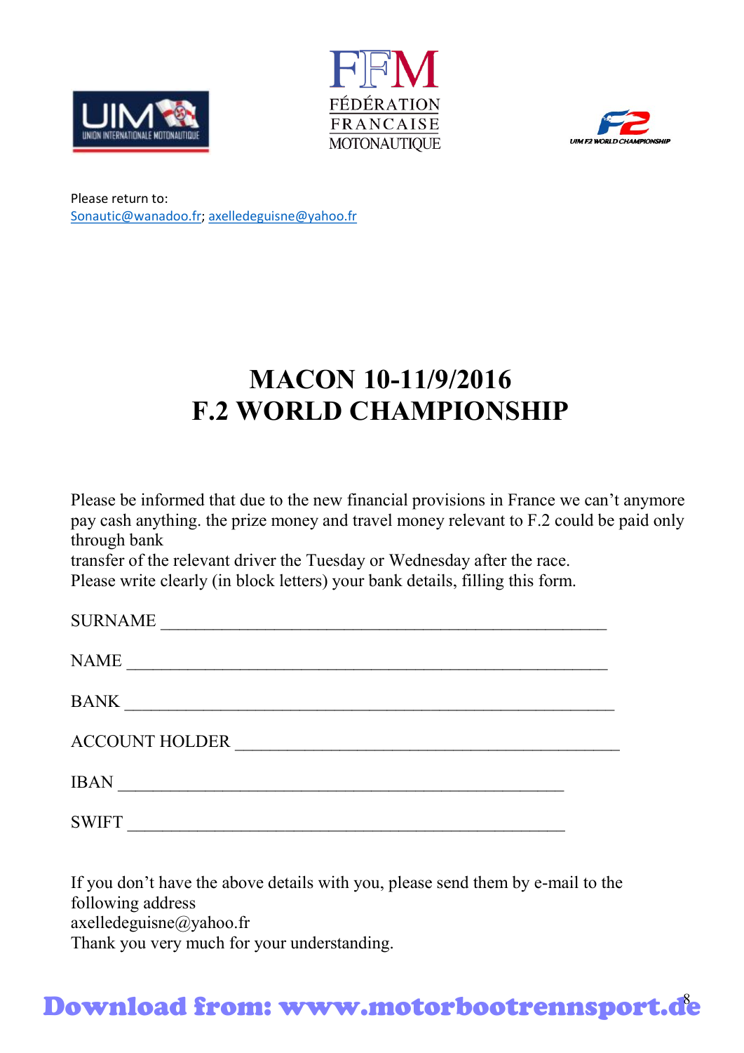Please return to:
Sonautic@wanadoo.fr; axelledeguisne@yahoo.fr

# MACON 10-11/9/2016
# F.2 WORLD CHAMPIONSHIP

Please be informed that due to the new financial provisions in France we can't anymore pay cash anything. the prize money and travel money relevant to F.2 could be paid only through bank
transfer of the relevant driver the Tuesday or Wednesday after the race.
Please write clearly (in block letters) your bank details, filling this form.

SURNAME ___________________________________________________

NAME _______________________________________________________

BANK _______________________________________________________

ACCOUNT HOLDER ____________________________________________

IBAN ________________________________________________

SWIFT _______________________________________________

If you don't have the above details with you, please send them by e-mail to the following address
axelledeguisne@yahoo.fr
Thank you very much for your understanding.

**Download from: www.motorbootrennsport.de**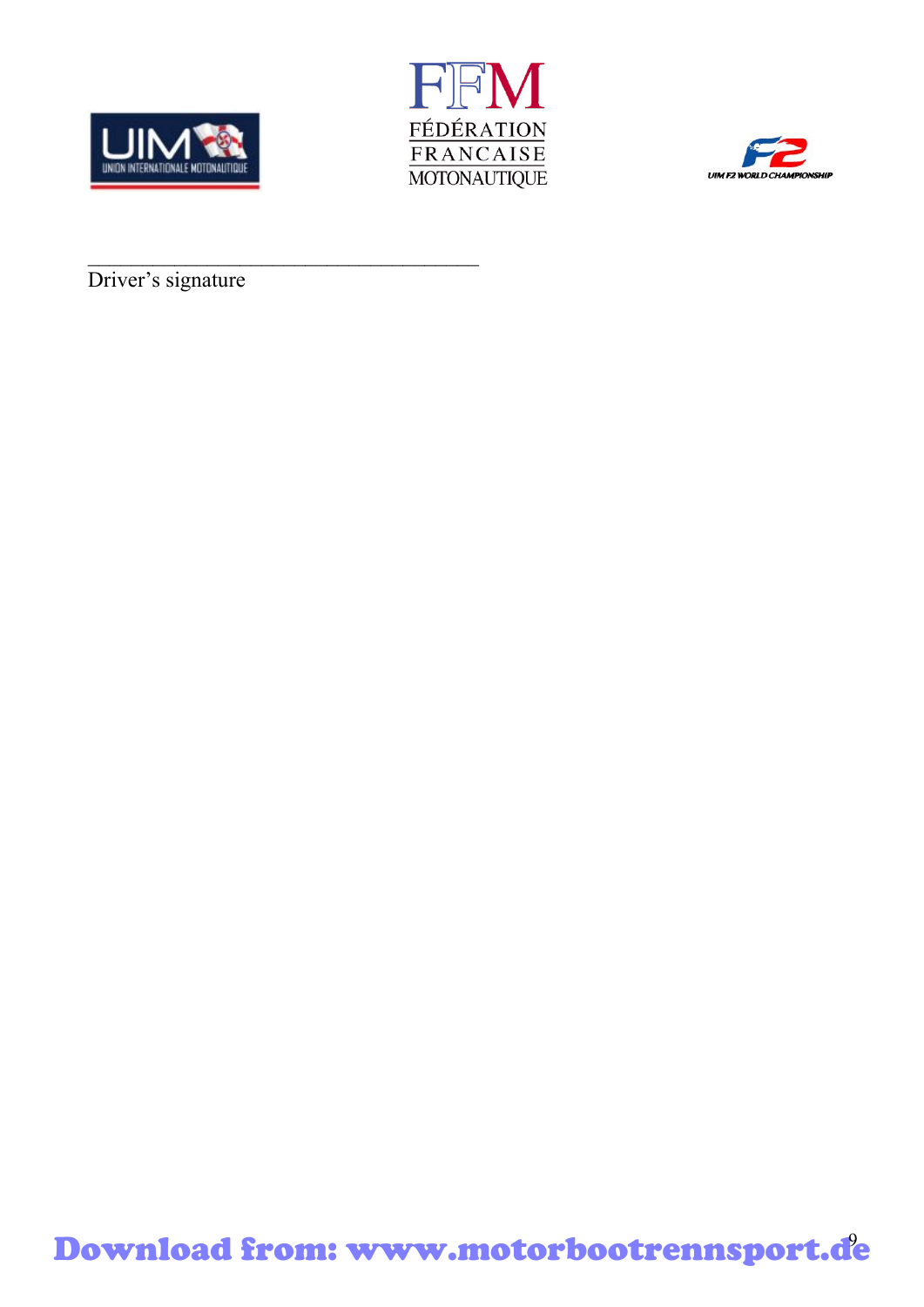\_\_\_\_\_\_\_\_\_\_\_\_\_\_\_\_\_\_\_\_\_\_\_\_\_\_\_\_\_\_\_\_\_\_\_\_\_\_\_\_

Driver's signature